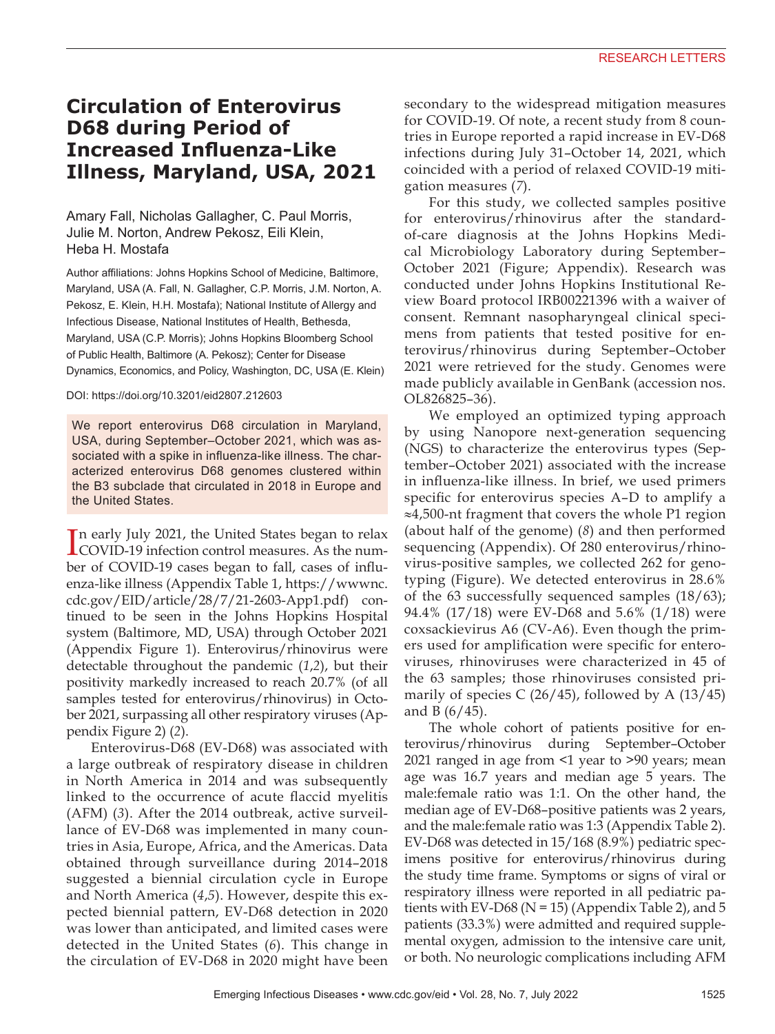# Circulation of Enterovirus D68 during Period of Increased Influenza-Like Illness, Maryland, USA, 2021

Amary Fall, Nicholas Gallagher, C. Paul Morris, Julie M. Norton, Andrew Pekosz, Eili Klein, Heba H. Mostafa

Author affiliations: Johns Hopkins School of Medicine, Baltimore, Maryland, USA (A. Fall, N. Gallagher, C.P. Morris, J.M. Norton, A. Pekosz, E. Klein, H.H. Mostafa); National Institute of Allergy and Infectious Disease, National Institutes of Health, Bethesda, Maryland, USA (C.P. Morris); Johns Hopkins Bloomberg School of Public Health, Baltimore (A. Pekosz); Center for Disease Dynamics, Economics, and Policy, Washington, DC, USA (E. Klein)

DOI: https://doi.org/10.3201/eid2807.212603

We report enterovirus D68 circulation in Maryland, USA, during September–October 2021, which was associated with a spike in influenza-like illness. The characterized enterovirus D68 genomes clustered within the B3 subclade that circulated in 2018 in Europe and the United States.

In early July 2021, the United States began to relax COVID-19 infection control measures. As the number of COVID-19 cases began to fall, cases of influenza-like illness (Appendix Table 1, https://wwwnc.cdc.gov/EID/article/28/7/21-2603-App1.pdf) continued to be seen in the Johns Hopkins Hospital system (Baltimore, MD, USA) through October 2021 (Appendix Figure 1). Enterovirus/rhinovirus were detectable throughout the pandemic (*1*,*2*), but their positivity markedly increased to reach 20.7% (of all samples tested for enterovirus/rhinovirus) in October 2021, surpassing all other respiratory viruses (Appendix Figure 2) (*2*).

Enterovirus-D68 (EV-D68) was associated with a large outbreak of respiratory disease in children in North America in 2014 and was subsequently linked to the occurrence of acute flaccid myelitis (AFM) (*3*). After the 2014 outbreak, active surveillance of EV-D68 was implemented in many countries in Asia, Europe, Africa, and the Americas. Data obtained through surveillance during 2014–2018 suggested a biennial circulation cycle in Europe and North America (*4*,*5*). However, despite this expected biennial pattern, EV-D68 detection in 2020 was lower than anticipated, and limited cases were detected in the United States (*6*). This change in the circulation of EV-D68 in 2020 might have been secondary to the widespread mitigation measures for COVID-19. Of note, a recent study from 8 countries in Europe reported a rapid increase in EV-D68 infections during July 31–October 14, 2021, which coincided with a period of relaxed COVID-19 mitigation measures (*7*).

For this study, we collected samples positive for enterovirus/rhinovirus after the standard-of-care diagnosis at the Johns Hopkins Medical Microbiology Laboratory during September–October 2021 (Figure; Appendix). Research was conducted under Johns Hopkins Institutional Review Board protocol IRB00221396 with a waiver of consent. Remnant nasopharyngeal clinical specimens from patients that tested positive for enterovirus/rhinovirus during September–October 2021 were retrieved for the study. Genomes were made publicly available in GenBank (accession nos. OL826825–36).

We employed an optimized typing approach by using Nanopore next-generation sequencing (NGS) to characterize the enterovirus types (September–October 2021) associated with the increase in influenza-like illness. In brief, we used primers specific for enterovirus species A–D to amplify a ≈4,500-nt fragment that covers the whole P1 region (about half of the genome) (*8*) and then performed sequencing (Appendix). Of 280 enterovirus/rhinovirus-positive samples, we collected 262 for genotyping (Figure). We detected enterovirus in 28.6% of the 63 successfully sequenced samples (18/63); 94.4% (17/18) were EV-D68 and 5.6% (1/18) were coxsackievirus A6 (CV-A6). Even though the primers used for amplification were specific for enteroviruses, rhinoviruses were characterized in 45 of the 63 samples; those rhinoviruses consisted primarily of species C (26/45), followed by A (13/45) and B (6/45).

The whole cohort of patients positive for enterovirus/rhinovirus during September–October 2021 ranged in age from <1 year to >90 years; mean age was 16.7 years and median age 5 years. The male:female ratio was 1:1. On the other hand, the median age of EV-D68–positive patients was 2 years, and the male:female ratio was 1:3 (Appendix Table 2). EV-D68 was detected in 15/168 (8.9%) pediatric specimens positive for enterovirus/rhinovirus during the study time frame. Symptoms or signs of viral or respiratory illness were reported in all pediatric patients with EV-D68 (N = 15) (Appendix Table 2), and 5 patients (33.3%) were admitted and required supplemental oxygen, admission to the intensive care unit, or both. No neurologic complications including AFM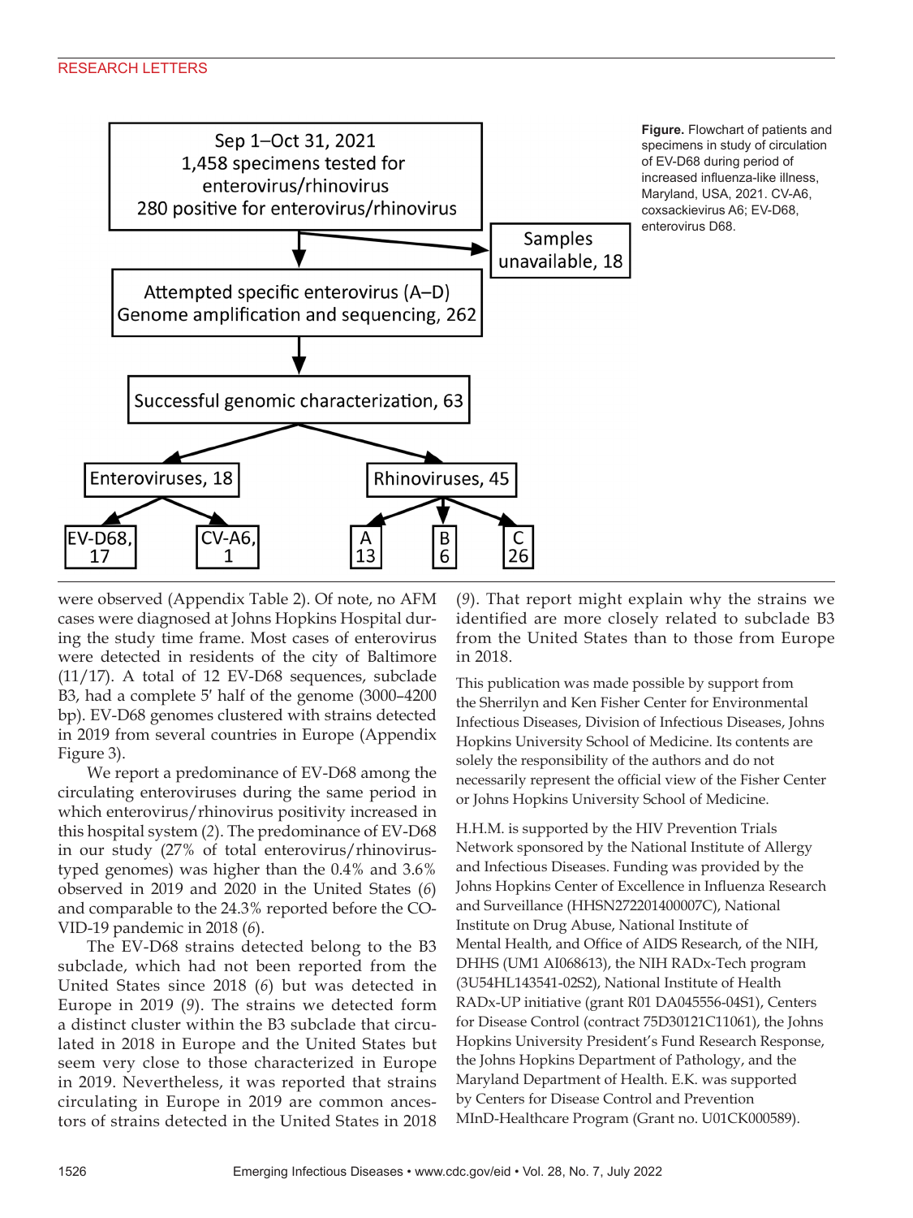**Figure.** Flowchart of patients and specimens in study of circulation of EV-D68 during period of increased influenza-like illness, Maryland, USA, 2021. CV-A6, coxsackievirus A6; EV-D68, enterovirus D68.

were observed (Appendix Table 2). Of note, no AFM cases were diagnosed at Johns Hopkins Hospital during the study time frame. Most cases of enterovirus were detected in residents of the city of Baltimore (11/17). A total of 12 EV-D68 sequences, subclade B3, had a complete 5′ half of the genome (3000–4200 bp). EV-D68 genomes clustered with strains detected in 2019 from several countries in Europe (Appendix Figure 3).

We report a predominance of EV-D68 among the circulating enteroviruses during the same period in which enterovirus/rhinovirus positivity increased in this hospital system (*2*). The predominance of EV-D68 in our study (27% of total enterovirus/rhinovirus-typed genomes) was higher than the 0.4% and 3.6% observed in 2019 and 2020 in the United States (*6*) and comparable to the 24.3% reported before the COVID-19 pandemic in 2018 (*6*).

The EV-D68 strains detected belong to the B3 subclade, which had not been reported from the United States since 2018 (*6*) but was detected in Europe in 2019 (*9*). The strains we detected form a distinct cluster within the B3 subclade that circulated in 2018 in Europe and the United States but seem very close to those characterized in Europe in 2019. Nevertheless, it was reported that strains circulating in Europe in 2019 are common ancestors of strains detected in the United States in 2018 (*9*). That report might explain why the strains we identified are more closely related to subclade B3 from the United States than to those from Europe in 2018.

This publication was made possible by support from the Sherrilyn and Ken Fisher Center for Environmental Infectious Diseases, Division of Infectious Diseases, Johns Hopkins University School of Medicine. Its contents are solely the responsibility of the authors and do not necessarily represent the official view of the Fisher Center or Johns Hopkins University School of Medicine.

H.H.M. is supported by the HIV Prevention Trials Network sponsored by the National Institute of Allergy and Infectious Diseases. Funding was provided by the Johns Hopkins Center of Excellence in Influenza Research and Surveillance (HHSN272201400007C), National Institute on Drug Abuse, National Institute of Mental Health, and Office of AIDS Research, of the NIH, DHHS (UM1 AI068613), the NIH RADx-Tech program (3U54HL143541-02S2), National Institute of Health RADx-UP initiative (grant R01 DA045556-04S1), Centers for Disease Control (contract 75D30121C11061), the Johns Hopkins University President's Fund Research Response, the Johns Hopkins Department of Pathology, and the Maryland Department of Health. E.K. was supported by Centers for Disease Control and Prevention MInD-Healthcare Program (Grant no. U01CK000589).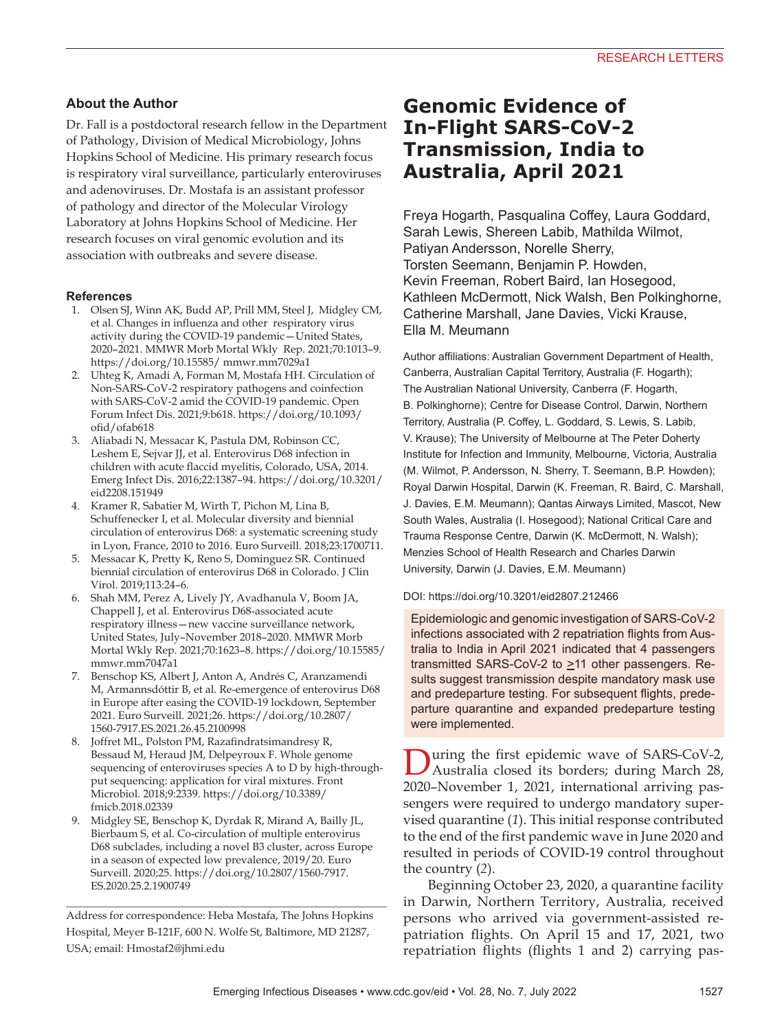## About the Author

Dr. Fall is a postdoctoral research fellow in the Department of Pathology, Division of Medical Microbiology, Johns Hopkins School of Medicine. His primary research focus is respiratory viral surveillance, particularly enteroviruses and adenoviruses. Dr. Mostafa is an assistant professor of pathology and director of the Molecular Virology Laboratory at Johns Hopkins School of Medicine. Her research focuses on viral genomic evolution and its association with outbreaks and severe disease.

### References

1. Olsen SJ, Winn AK, Budd AP, Prill MM, Steel J, Midgley CM, et al. Changes in influenza and other respiratory virus activity during the COVID-19 pandemic—United States, 2020–2021. MMWR Morb Mortal Wkly Rep. 2021;70:1013–9. https://doi.org/10.15585/ mmwr.mm7029a1
2. Uhteg K, Amadi A, Forman M, Mostafa HH. Circulation of Non-SARS-CoV-2 respiratory pathogens and coinfection with SARS-CoV-2 amid the COVID-19 pandemic. Open Forum Infect Dis. 2021;9:b618. https://doi.org/10.1093/ ofid/ofab618
3. Aliabadi N, Messacar K, Pastula DM, Robinson CC, Leshem E, Sejvar JJ, et al. Enterovirus D68 infection in children with acute flaccid myelitis, Colorado, USA, 2014. Emerg Infect Dis. 2016;22:1387–94. https://doi.org/10.3201/ eid2208.151949
4. Kramer R, Sabatier M, Wirth T, Pichon M, Lina B, Schuffenecker I, et al. Molecular diversity and biennial circulation of enterovirus D68: a systematic screening study in Lyon, France, 2010 to 2016. Euro Surveill. 2018;23:1700711.
5. Messacar K, Pretty K, Reno S, Dominguez SR. Continued biennial circulation of enterovirus D68 in Colorado. J Clin Virol. 2019;113:24–6.
6. Shah MM, Perez A, Lively JY, Avadhanula V, Boom JA, Chappell J, et al. Enterovirus D68-associated acute respiratory illness—new vaccine surveillance network, United States, July–November 2018–2020. MMWR Morb Mortal Wkly Rep. 2021;70:1623–8. https://doi.org/10.15585/ mmwr.mm7047a1
7. Benschop KS, Albert J, Anton A, Andrés C, Aranzamendi M, Armannsdóttir B, et al. Re-emergence of enterovirus D68 in Europe after easing the COVID-19 lockdown, September 2021. Euro Surveill. 2021;26. https://doi.org/10.2807/ 1560-7917.ES.2021.26.45.2100998
8. Joffret ML, Polston PM, Razafindratsimandresy R, Bessaud M, Heraud JM, Delpeyroux F. Whole genome sequencing of enteroviruses species A to D by high-throughput sequencing: application for viral mixtures. Front Microbiol. 2018;9:2339. https://doi.org/10.3389/ fmicb.2018.02339
9. Midgley SE, Benschop K, Dyrdak R, Mirand A, Bailly JL, Bierbaum S, et al. Co-circulation of multiple enterovirus D68 subclades, including a novel B3 cluster, across Europe in a season of expected low prevalence, 2019/20. Euro Surveill. 2020;25. https://doi.org/10.2807/1560-7917. ES.2020.25.2.1900749

Address for correspondence: Heba Mostafa, The Johns Hopkins Hospital, Meyer B-121F, 600 N. Wolfe St, Baltimore, MD 21287, USA; email: Hmostaf2@jhmi.edu

# Genomic Evidence of In-Flight SARS-CoV-2 Transmission, India to Australia, April 2021

Freya Hogarth, Pasqualina Coffey, Laura Goddard, Sarah Lewis, Shereen Labib, Mathilda Wilmot, Patiyan Andersson, Norelle Sherry, Torsten Seemann, Benjamin P. Howden, Kevin Freeman, Robert Baird, Ian Hosegood, Kathleen McDermott, Nick Walsh, Ben Polkinghorne, Catherine Marshall, Jane Davies, Vicki Krause, Ella M. Meumann

Author affiliations: Australian Government Department of Health, Canberra, Australian Capital Territory, Australia (F. Hogarth); The Australian National University, Canberra (F. Hogarth, B. Polkinghorne); Centre for Disease Control, Darwin, Northern Territory, Australia (P. Coffey, L. Goddard, S. Lewis, S. Labib, V. Krause); The University of Melbourne at The Peter Doherty Institute for Infection and Immunity, Melbourne, Victoria, Australia (M. Wilmot, P. Andersson, N. Sherry, T. Seemann, B.P. Howden); Royal Darwin Hospital, Darwin (K. Freeman, R. Baird, C. Marshall, J. Davies, E.M. Meumann); Qantas Airways Limited, Mascot, New South Wales, Australia (I. Hosegood); National Critical Care and Trauma Response Centre, Darwin (K. McDermott, N. Walsh); Menzies School of Health Research and Charles Darwin University, Darwin (J. Davies, E.M. Meumann)

DOI: https://doi.org/10.3201/eid2807.212466

Epidemiologic and genomic investigation of SARS-CoV-2 infections associated with 2 repatriation flights from Australia to India in April 2021 indicated that 4 passengers transmitted SARS-CoV-2 to ≥11 other passengers. Results suggest transmission despite mandatory mask use and predeparture testing. For subsequent flights, predeparture quarantine and expanded predeparture testing were implemented.

During the first epidemic wave of SARS-CoV-2, Australia closed its borders; during March 28, 2020–November 1, 2021, international arriving passengers were required to undergo mandatory supervised quarantine (*1*). This initial response contributed to the end of the first pandemic wave in June 2020 and resulted in periods of COVID-19 control throughout the country (*2*).

Beginning October 23, 2020, a quarantine facility in Darwin, Northern Territory, Australia, received persons who arrived via government-assisted repatriation flights. On April 15 and 17, 2021, two repatriation flights (flights 1 and 2) carrying pas-